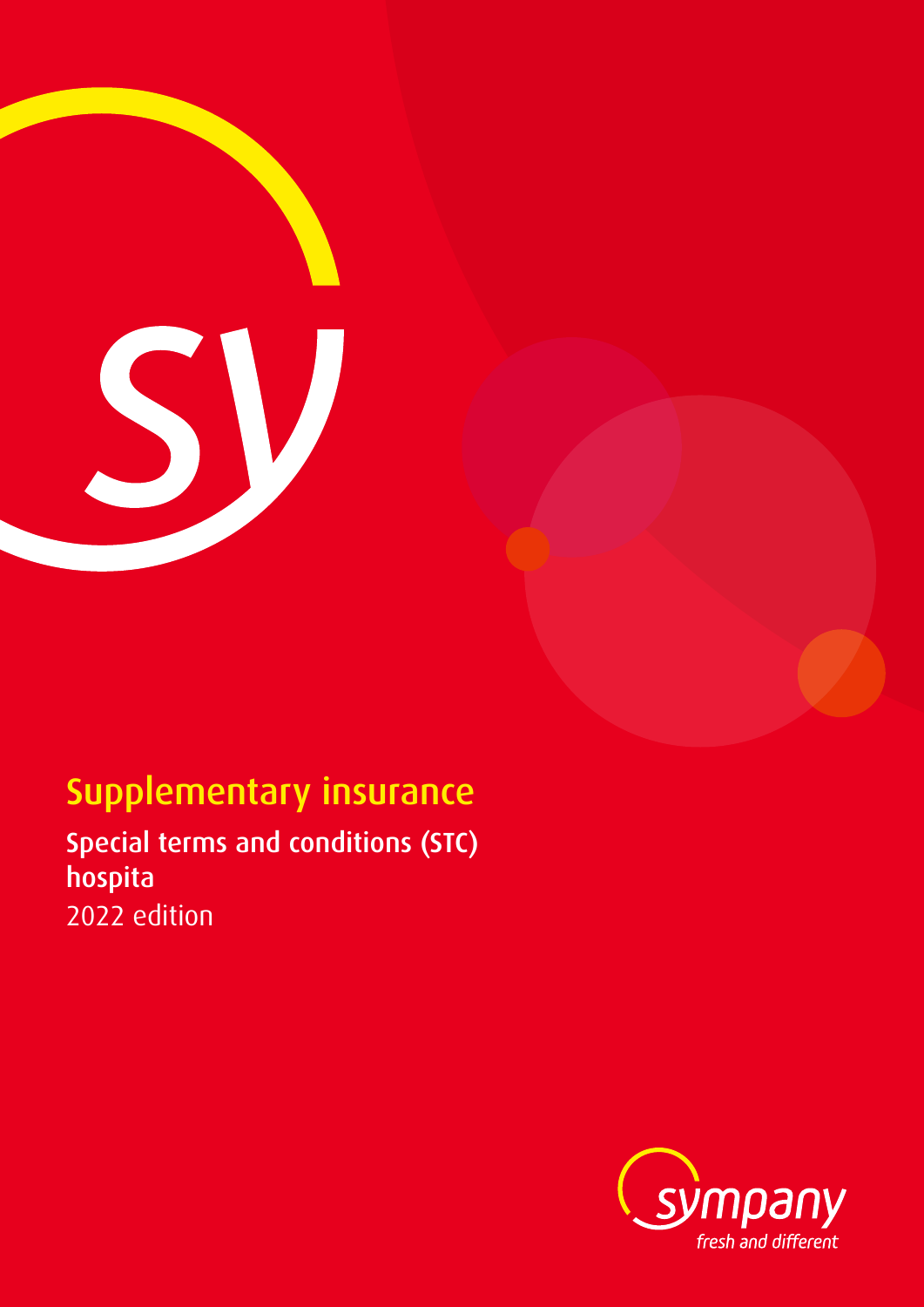# Supplementary insurance

## Special terms and conditions (STC) hospita

2022 edition

sympany
*fresh and different*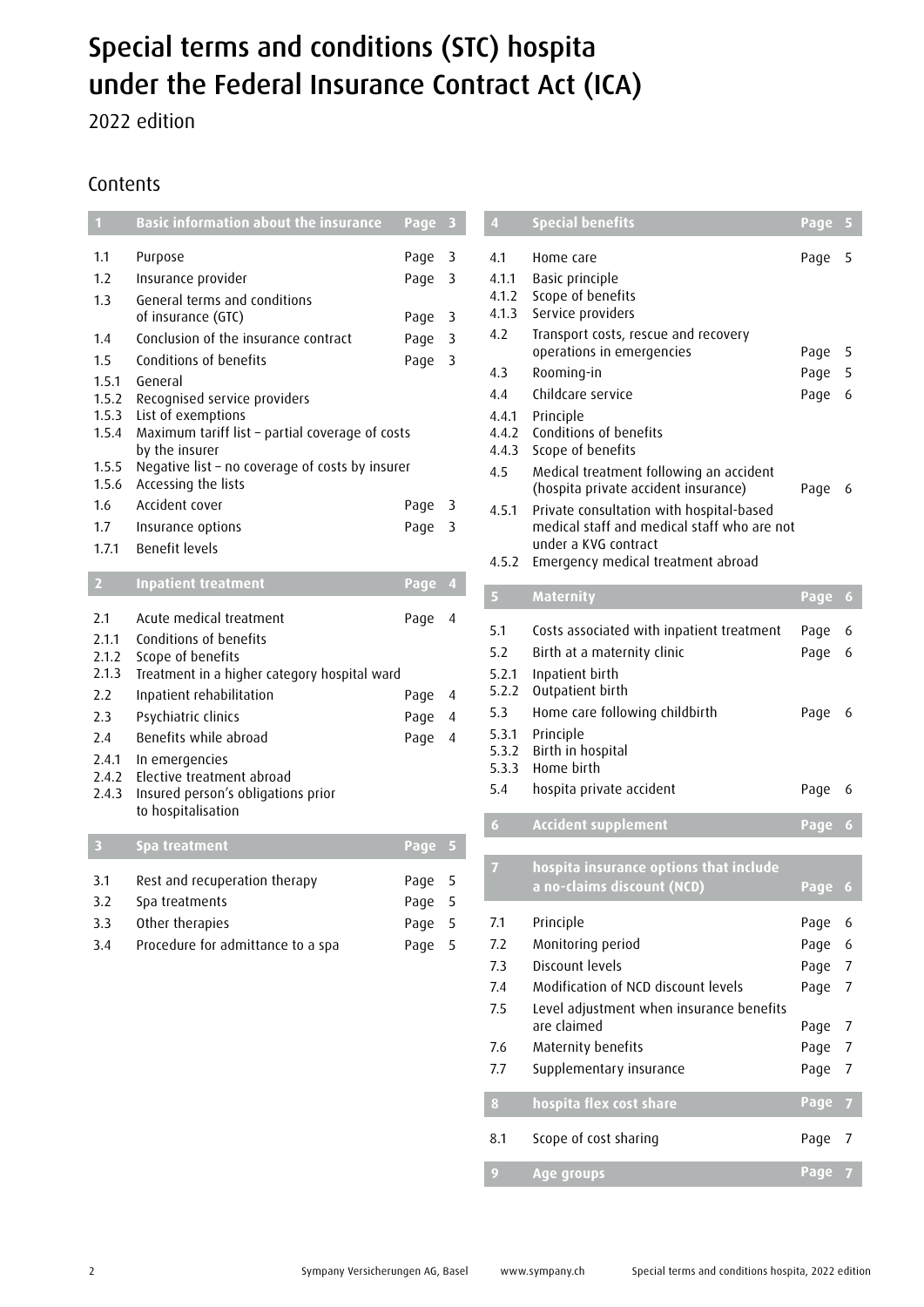# Special terms and conditions (STC) hospita under the Federal Insurance Contract Act (ICA)

2022 edition

## Contents

| 1 | Basic information about the insurance | Page 3 |
|---|---|---|
| 1.1 | Purpose | Page 3 |
| 1.2 | Insurance provider | Page 3 |
| 1.3 | General terms and conditions of insurance (GTC) | Page 3 |
| 1.4 | Conclusion of the insurance contract | Page 3 |
| 1.5 | Conditions of benefits | Page 3 |
| 1.5.1 | General | |
| 1.5.2 | Recognised service providers | |
| 1.5.3 | List of exemptions | |
| 1.5.4 | Maximum tariff list – partial coverage of costs by the insurer | |
| 1.5.5 | Negative list – no coverage of costs by insurer | |
| 1.5.6 | Accessing the lists | |
| 1.6 | Accident cover | Page 3 |
| 1.7 | Insurance options | Page 3 |
| 1.7.1 | Benefit levels | |

| 2 | Inpatient treatment | Page 4 |
|---|---|---|
| 2.1 | Acute medical treatment | Page 4 |
| 2.1.1 | Conditions of benefits | |
| 2.1.2 | Scope of benefits | |
| 2.1.3 | Treatment in a higher category hospital ward | |
| 2.2 | Inpatient rehabilitation | Page 4 |
| 2.3 | Psychiatric clinics | Page 4 |
| 2.4 | Benefits while abroad | Page 4 |
| 2.4.1 | In emergencies | |
| 2.4.2 | Elective treatment abroad | |
| 2.4.3 | Insured person's obligations prior to hospitalisation | |

| 3 | Spa treatment | Page 5 |
|---|---|---|
| 3.1 | Rest and recuperation therapy | Page 5 |
| 3.2 | Spa treatments | Page 5 |
| 3.3 | Other therapies | Page 5 |
| 3.4 | Procedure for admittance to a spa | Page 5 |

| 4 | Special benefits | Page 5 |
|---|---|---|
| 4.1 | Home care | Page 5 |
| 4.1.1 | Basic principle | |
| 4.1.2 | Scope of benefits | |
| 4.1.3 | Service providers | |
| 4.2 | Transport costs, rescue and recovery operations in emergencies | Page 5 |
| 4.3 | Rooming-in | Page 5 |
| 4.4 | Childcare service | Page 6 |
| 4.4.1 | Principle | |
| 4.4.2 | Conditions of benefits | |
| 4.4.3 | Scope of benefits | |
| 4.5 | Medical treatment following an accident (hospita private accident insurance) | Page 6 |
| 4.5.1 | Private consultation with hospital-based medical staff and medical staff who are not under a KVG contract | |
| 4.5.2 | Emergency medical treatment abroad | |

| 5 | Maternity | Page 6 |
|---|---|---|
| 5.1 | Costs associated with inpatient treatment | Page 6 |
| 5.2 | Birth at a maternity clinic | Page 6 |
| 5.2.1 | Inpatient birth | |
| 5.2.2 | Outpatient birth | |
| 5.3 | Home care following childbirth | Page 6 |
| 5.3.1 | Principle | |
| 5.3.2 | Birth in hospital | |
| 5.3.3 | Home birth | |
| 5.4 | hospita private accident | Page 6 |

| 6 | Accident supplement | Page 6 |
|---|---|---|

| 7 | hospita insurance options that include a no-claims discount (NCD) | Page 6 |
|---|---|---|
| 7.1 | Principle | Page 6 |
| 7.2 | Monitoring period | Page 6 |
| 7.3 | Discount levels | Page 7 |
| 7.4 | Modification of NCD discount levels | Page 7 |
| 7.5 | Level adjustment when insurance benefits are claimed | Page 7 |
| 7.6 | Maternity benefits | Page 7 |
| 7.7 | Supplementary insurance | Page 7 |

| 8 | hospita flex cost share | Page 7 |
|---|---|---|
| 8.1 | Scope of cost sharing | Page 7 |

| 9 | Age groups | Page 7 |
|---|---|---|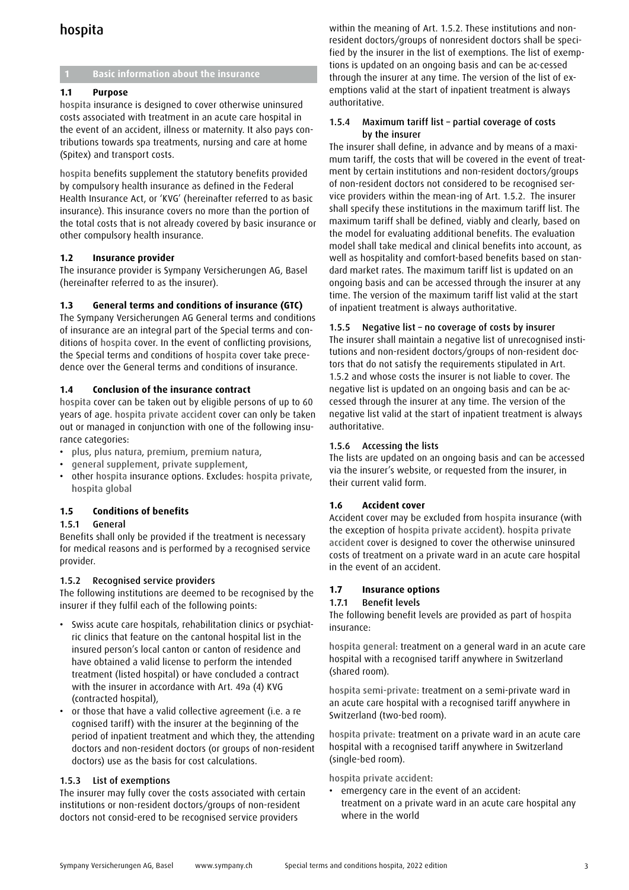# hospita

## 1 Basic information about the insurance

### 1.1 Purpose

hospita insurance is designed to cover otherwise uninsured costs associated with treatment in an acute care hospital in the event of an accident, illness or maternity. It also pays contributions towards spa treatments, nursing and care at home (Spitex) and transport costs.

hospita benefits supplement the statutory benefits provided by compulsory health insurance as defined in the Federal Health Insurance Act, or 'KVG' (hereinafter referred to as basic insurance). This insurance covers no more than the portion of the total costs that is not already covered by basic insurance or other compulsory health insurance.

### 1.2 Insurance provider

The insurance provider is Sympany Versicherungen AG, Basel (hereinafter referred to as the insurer).

### 1.3 General terms and conditions of insurance (GTC)

The Sympany Versicherungen AG General terms and conditions of insurance are an integral part of the Special terms and conditions of hospita cover. In the event of conflicting provisions, the Special terms and conditions of hospita cover take precedence over the General terms and conditions of insurance.

### 1.4 Conclusion of the insurance contract

hospita cover can be taken out by eligible persons of up to 60 years of age. hospita private accident cover can only be taken out or managed in conjunction with one of the following insurance categories:

- plus, plus natura, premium, premium natura,
- general supplement, private supplement,
- other hospita insurance options. Excludes: hospita private, hospita global

### 1.5 Conditions of benefits

#### 1.5.1 General

Benefits shall only be provided if the treatment is necessary for medical reasons and is performed by a recognised service provider.

#### 1.5.2 Recognised service providers

The following institutions are deemed to be recognised by the insurer if they fulfil each of the following points:

- Swiss acute care hospitals, rehabilitation clinics or psychiatric clinics that feature on the cantonal hospital list in the insured person's local canton or canton of residence and have obtained a valid license to perform the intended treatment (listed hospital) or have concluded a contract with the insurer in accordance with Art. 49a (4) KVG (contracted hospital),
- or those that have a valid collective agreement (i.e. a re cognised tariff) with the insurer at the beginning of the period of inpatient treatment and which they, the attending doctors and non-resident doctors (or groups of non-resident doctors) use as the basis for cost calculations.

#### 1.5.3 List of exemptions

The insurer may fully cover the costs associated with certain institutions or non-resident doctors/groups of non-resident doctors not consid-ered to be recognised service providers within the meaning of Art. 1.5.2. These institutions and non-resident doctors/groups of nonresident doctors shall be specified by the insurer in the list of exemptions. The list of exemptions is updated on an ongoing basis and can be ac-cessed through the insurer at any time. The version of the list of exemptions valid at the start of inpatient treatment is always authoritative.

#### 1.5.4 Maximum tariff list – partial coverage of costs by the insurer

The insurer shall define, in advance and by means of a maximum tariff, the costs that will be covered in the event of treatment by certain institutions and non-resident doctors/groups of non-resident doctors not considered to be recognised service providers within the mean-ing of Art. 1.5.2. The insurer shall specify these institutions in the maximum tariff list. The maximum tariff shall be defined, viably and clearly, based on the model for evaluating additional benefits. The evaluation model shall take medical and clinical benefits into account, as well as hospitality and comfort-based benefits based on standard market rates. The maximum tariff list is updated on an ongoing basis and can be accessed through the insurer at any time. The version of the maximum tariff list valid at the start of inpatient treatment is always authoritative.

#### 1.5.5 Negative list – no coverage of costs by insurer

The insurer shall maintain a negative list of unrecognised institutions and non-resident doctors/groups of non-resident doctors that do not satisfy the requirements stipulated in Art. 1.5.2 and whose costs the insurer is not liable to cover. The negative list is updated on an ongoing basis and can be accessed through the insurer at any time. The version of the negative list valid at the start of inpatient treatment is always authoritative.

#### 1.5.6 Accessing the lists

The lists are updated on an ongoing basis and can be accessed via the insurer's website, or requested from the insurer, in their current valid form.

### 1.6 Accident cover

Accident cover may be excluded from hospita insurance (with the exception of hospita private accident). hospita private accident cover is designed to cover the otherwise uninsured costs of treatment on a private ward in an acute care hospital in the event of an accident.

### 1.7 Insurance options

#### 1.7.1 Benefit levels

The following benefit levels are provided as part of hospita insurance:

hospita general: treatment on a general ward in an acute care hospital with a recognised tariff anywhere in Switzerland (shared room).

hospita semi-private: treatment on a semi-private ward in an acute care hospital with a recognised tariff anywhere in Switzerland (two-bed room).

hospita private: treatment on a private ward in an acute care hospital with a recognised tariff anywhere in Switzerland (single-bed room).

hospita private accident:

- emergency care in the event of an accident: treatment on a private ward in an acute care hospital any where in the world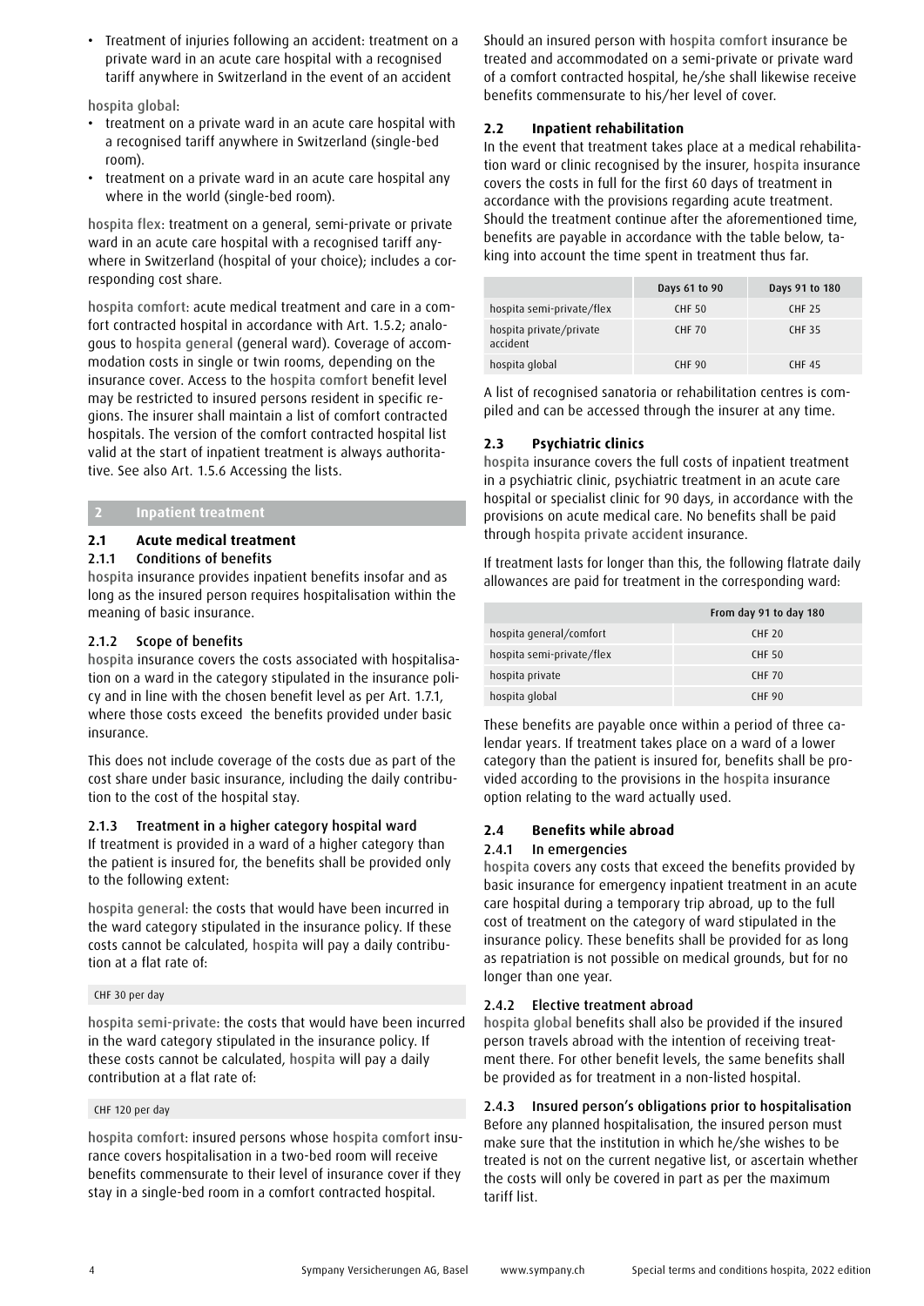- Treatment of injuries following an accident: treatment on a private ward in an acute care hospital with a recognised tariff anywhere in Switzerland in the event of an accident

hospita global:

- treatment on a private ward in an acute care hospital with a recognised tariff anywhere in Switzerland (single-bed room).
- treatment on a private ward in an acute care hospital any where in the world (single-bed room).

hospita flex: treatment on a general, semi-private or private ward in an acute care hospital with a recognised tariff anywhere in Switzerland (hospital of your choice); includes a corresponding cost share.

hospita comfort: acute medical treatment and care in a comfort contracted hospital in accordance with Art. 1.5.2; analogous to hospita general (general ward). Coverage of accommodation costs in single or twin rooms, depending on the insurance cover. Access to the hospita comfort benefit level may be restricted to insured persons resident in specific regions. The insurer shall maintain a list of comfort contracted hospitals. The version of the comfort contracted hospital list valid at the start of inpatient treatment is always authoritative. See also Art. 1.5.6 Accessing the lists.

## 2 Inpatient treatment

### 2.1 Acute medical treatment

#### 2.1.1 Conditions of benefits

hospita insurance provides inpatient benefits insofar and as long as the insured person requires hospitalisation within the meaning of basic insurance.

#### 2.1.2 Scope of benefits

hospita insurance covers the costs associated with hospitalisation on a ward in the category stipulated in the insurance policy and in line with the chosen benefit level as per Art. 1.7.1, where those costs exceed the benefits provided under basic insurance.

This does not include coverage of the costs due as part of the cost share under basic insurance, including the daily contribution to the cost of the hospital stay.

#### 2.1.3 Treatment in a higher category hospital ward

If treatment is provided in a ward of a higher category than the patient is insured for, the benefits shall be provided only to the following extent:

hospita general: the costs that would have been incurred in the ward category stipulated in the insurance policy. If these costs cannot be calculated, hospita will pay a daily contribution at a flat rate of:

CHF 30 per day

hospita semi-private: the costs that would have been incurred in the ward category stipulated in the insurance policy. If these costs cannot be calculated, hospita will pay a daily contribution at a flat rate of:

CHF 120 per day

hospita comfort: insured persons whose hospita comfort insurance covers hospitalisation in a two-bed room will receive benefits commensurate to their level of insurance cover if they stay in a single-bed room in a comfort contracted hospital.

Should an insured person with hospita comfort insurance be treated and accommodated on a semi-private or private ward of a comfort contracted hospital, he/she shall likewise receive benefits commensurate to his/her level of cover.

### 2.2 Inpatient rehabilitation

In the event that treatment takes place at a medical rehabilitation ward or clinic recognised by the insurer, hospita insurance covers the costs in full for the first 60 days of treatment in accordance with the provisions regarding acute treatment. Should the treatment continue after the aforementioned time, benefits are payable in accordance with the table below, taking into account the time spent in treatment thus far.

| | Days 61 to 90 | Days 91 to 180 |
|---|---|---|
| hospita semi-private/flex | CHF 50 | CHF 25 |
| hospita private/private accident | CHF 70 | CHF 35 |
| hospita global | CHF 90 | CHF 45 |

A list of recognised sanatoria or rehabilitation centres is compiled and can be accessed through the insurer at any time.

### 2.3 Psychiatric clinics

hospita insurance covers the full costs of inpatient treatment in a psychiatric clinic, psychiatric treatment in an acute care hospital or specialist clinic for 90 days, in accordance with the provisions on acute medical care. No benefits shall be paid through hospita private accident insurance.

If treatment lasts for longer than this, the following flatrate daily allowances are paid for treatment in the corresponding ward:

| | From day 91 to day 180 |
|---|---|
| hospita general/comfort | CHF 20 |
| hospita semi-private/flex | CHF 50 |
| hospita private | CHF 70 |
| hospita global | CHF 90 |

These benefits are payable once within a period of three calendar years. If treatment takes place on a ward of a lower category than the patient is insured for, benefits shall be provided according to the provisions in the hospita insurance option relating to the ward actually used.

### 2.4 Benefits while abroad

#### 2.4.1 In emergencies

hospita covers any costs that exceed the benefits provided by basic insurance for emergency inpatient treatment in an acute care hospital during a temporary trip abroad, up to the full cost of treatment on the category of ward stipulated in the insurance policy. These benefits shall be provided for as long as repatriation is not possible on medical grounds, but for no longer than one year.

#### 2.4.2 Elective treatment abroad

hospita global benefits shall also be provided if the insured person travels abroad with the intention of receiving treatment there. For other benefit levels, the same benefits shall be provided as for treatment in a non-listed hospital.

#### 2.4.3 Insured person's obligations prior to hospitalisation

Before any planned hospitalisation, the insured person must make sure that the institution in which he/she wishes to be treated is not on the current negative list, or ascertain whether the costs will only be covered in part as per the maximum tariff list.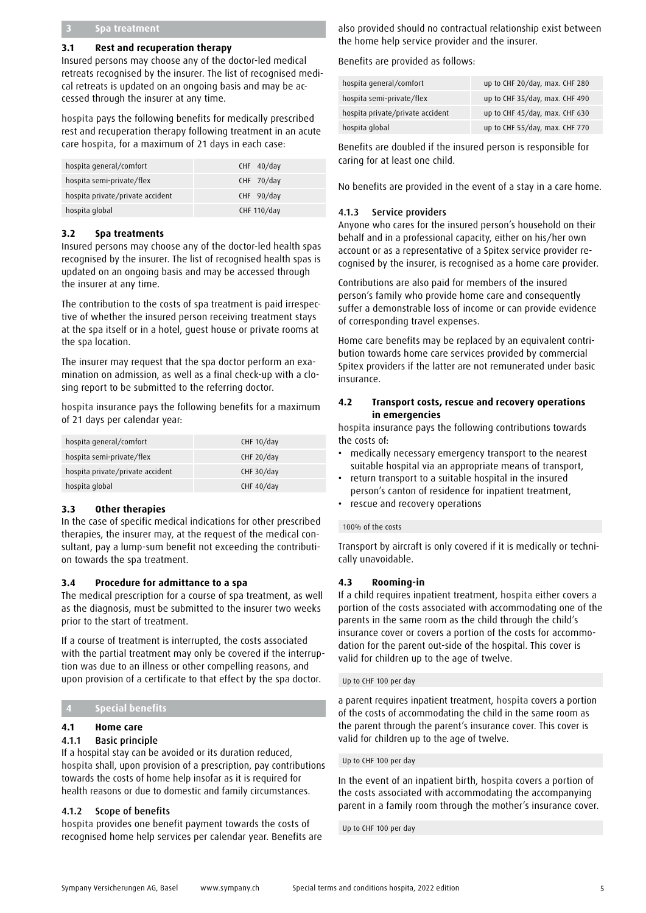## 3 Spa treatment

### 3.1 Rest and recuperation therapy

Insured persons may choose any of the doctor-led medical retreats recognised by the insurer. The list of recognised medical retreats is updated on an ongoing basis and may be accessed through the insurer at any time.

hospita pays the following benefits for medically prescribed rest and recuperation therapy following treatment in an acute care hospita, for a maximum of 21 days in each case:

| | |
|---|---|
| hospita general/comfort | CHF 40/day |
| hospita semi-private/flex | CHF 70/day |
| hospita private/private accident | CHF 90/day |
| hospita global | CHF 110/day |

### 3.2 Spa treatments

Insured persons may choose any of the doctor-led health spas recognised by the insurer. The list of recognised health spas is updated on an ongoing basis and may be accessed through the insurer at any time.

The contribution to the costs of spa treatment is paid irrespective of whether the insured person receiving treatment stays at the spa itself or in a hotel, guest house or private rooms at the spa location.

The insurer may request that the spa doctor perform an examination on admission, as well as a final check-up with a closing report to be submitted to the referring doctor.

hospita insurance pays the following benefits for a maximum of 21 days per calendar year:

| | |
|---|---|
| hospita general/comfort | CHF 10/day |
| hospita semi-private/flex | CHF 20/day |
| hospita private/private accident | CHF 30/day |
| hospita global | CHF 40/day |

### 3.3 Other therapies

In the case of specific medical indications for other prescribed therapies, the insurer may, at the request of the medical consultant, pay a lump-sum benefit not exceeding the contribution towards the spa treatment.

### 3.4 Procedure for admittance to a spa

The medical prescription for a course of spa treatment, as well as the diagnosis, must be submitted to the insurer two weeks prior to the start of treatment.

If a course of treatment is interrupted, the costs associated with the partial treatment may only be covered if the interruption was due to an illness or other compelling reasons, and upon provision of a certificate to that effect by the spa doctor.

## 4 Special benefits

### 4.1 Home care

#### 4.1.1 Basic principle

If a hospital stay can be avoided or its duration reduced, hospita shall, upon provision of a prescription, pay contributions towards the costs of home help insofar as it is required for health reasons or due to domestic and family circumstances.

#### 4.1.2 Scope of benefits

hospita provides one benefit payment towards the costs of recognised home help services per calendar year. Benefits are also provided should no contractual relationship exist between the home help service provider and the insurer.

Benefits are provided as follows:

| | |
|---|---|
| hospita general/comfort | up to CHF 20/day, max. CHF 280 |
| hospita semi-private/flex | up to CHF 35/day, max. CHF 490 |
| hospita private/private accident | up to CHF 45/day, max. CHF 630 |
| hospita global | up to CHF 55/day, max. CHF 770 |

Benefits are doubled if the insured person is responsible for caring for at least one child.

No benefits are provided in the event of a stay in a care home.

#### 4.1.3 Service providers

Anyone who cares for the insured person's household on their behalf and in a professional capacity, either on his/her own account or as a representative of a Spitex service provider recognised by the insurer, is recognised as a home care provider.

Contributions are also paid for members of the insured person's family who provide home care and consequently suffer a demonstrable loss of income or can provide evidence of corresponding travel expenses.

Home care benefits may be replaced by an equivalent contribution towards home care services provided by commercial Spitex providers if the latter are not remunerated under basic insurance.

### 4.2 Transport costs, rescue and recovery operations in emergencies

hospita insurance pays the following contributions towards the costs of:

- medically necessary emergency transport to the nearest suitable hospital via an appropriate means of transport,
- return transport to a suitable hospital in the insured person's canton of residence for inpatient treatment,
- rescue and recovery operations

100% of the costs

Transport by aircraft is only covered if it is medically or technically unavoidable.

### 4.3 Rooming-in

If a child requires inpatient treatment, hospita either covers a portion of the costs associated with accommodating one of the parents in the same room as the child through the child's insurance cover or covers a portion of the costs for accommodation for the parent out-side of the hospital. This cover is valid for children up to the age of twelve.

Up to CHF 100 per day

a parent requires inpatient treatment, hospita covers a portion of the costs of accommodating the child in the same room as the parent through the parent's insurance cover. This cover is valid for children up to the age of twelve.

Up to CHF 100 per day

In the event of an inpatient birth, hospita covers a portion of the costs associated with accommodating the accompanying parent in a family room through the mother's insurance cover.

Up to CHF 100 per day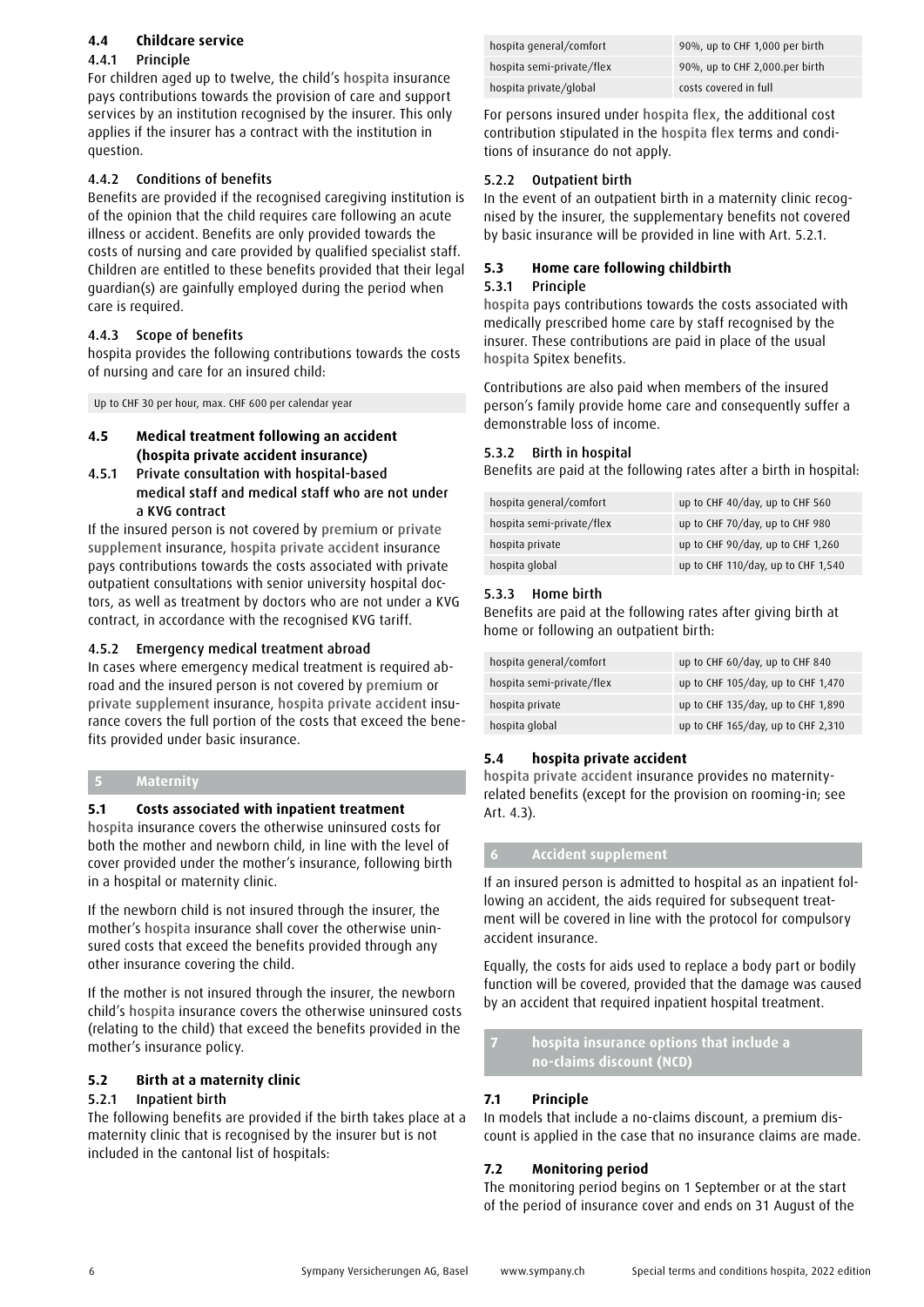### 4.4 Childcare service

#### 4.4.1 Principle

For children aged up to twelve, the child's hospita insurance pays contributions towards the provision of care and support services by an institution recognised by the insurer. This only applies if the insurer has a contract with the institution in question.

#### 4.4.2 Conditions of benefits

Benefits are provided if the recognised caregiving institution is of the opinion that the child requires care following an acute illness or accident. Benefits are only provided towards the costs of nursing and care provided by qualified specialist staff. Children are entitled to these benefits provided that their legal guardian(s) are gainfully employed during the period when care is required.

#### 4.4.3 Scope of benefits

hospita provides the following contributions towards the costs of nursing and care for an insured child:

| Up to CHF 30 per hour, max. CHF 600 per calendar year |
|---|

### 4.5 Medical treatment following an accident (hospita private accident insurance)

#### 4.5.1 Private consultation with hospital-based medical staff and medical staff who are not under a KVG contract

If the insured person is not covered by premium or private supplement insurance, hospita private accident insurance pays contributions towards the costs associated with private outpatient consultations with senior university hospital doctors, as well as treatment by doctors who are not under a KVG contract, in accordance with the recognised KVG tariff.

#### 4.5.2 Emergency medical treatment abroad

In cases where emergency medical treatment is required abroad and the insured person is not covered by premium or private supplement insurance, hospita private accident insurance covers the full portion of the costs that exceed the benefits provided under basic insurance.

## 5 Maternity

### 5.1 Costs associated with inpatient treatment

hospita insurance covers the otherwise uninsured costs for both the mother and newborn child, in line with the level of cover provided under the mother's insurance, following birth in a hospital or maternity clinic.

If the newborn child is not insured through the insurer, the mother's hospita insurance shall cover the otherwise uninsured costs that exceed the benefits provided through any other insurance covering the child.

If the mother is not insured through the insurer, the newborn child's hospita insurance covers the otherwise uninsured costs (relating to the child) that exceed the benefits provided in the mother's insurance policy.

### 5.2 Birth at a maternity clinic

#### 5.2.1 Inpatient birth

The following benefits are provided if the birth takes place at a maternity clinic that is recognised by the insurer but is not included in the cantonal list of hospitals:

| | |
|---|---|
| hospita general/comfort | 90%, up to CHF 1,000 per birth |
| hospita semi-private/flex | 90%, up to CHF 2,000.per birth |
| hospita private/global | costs covered in full |

For persons insured under hospita flex, the additional cost contribution stipulated in the hospita flex terms and conditions of insurance do not apply.

#### 5.2.2 Outpatient birth

In the event of an outpatient birth in a maternity clinic recognised by the insurer, the supplementary benefits not covered by basic insurance will be provided in line with Art. 5.2.1.

### 5.3 Home care following childbirth

#### 5.3.1 Principle

hospita pays contributions towards the costs associated with medically prescribed home care by staff recognised by the insurer. These contributions are paid in place of the usual hospita Spitex benefits.

Contributions are also paid when members of the insured person's family provide home care and consequently suffer a demonstrable loss of income.

#### 5.3.2 Birth in hospital

Benefits are paid at the following rates after a birth in hospital:

| | |
|---|---|
| hospita general/comfort | up to CHF 40/day, up to CHF 560 |
| hospita semi-private/flex | up to CHF 70/day, up to CHF 980 |
| hospita private | up to CHF 90/day, up to CHF 1,260 |
| hospita global | up to CHF 110/day, up to CHF 1,540 |

#### 5.3.3 Home birth

Benefits are paid at the following rates after giving birth at home or following an outpatient birth:

| | |
|---|---|
| hospita general/comfort | up to CHF 60/day, up to CHF 840 |
| hospita semi-private/flex | up to CHF 105/day, up to CHF 1,470 |
| hospita private | up to CHF 135/day, up to CHF 1,890 |
| hospita global | up to CHF 165/day, up to CHF 2,310 |

### 5.4 hospita private accident

hospita private accident insurance provides no maternity-related benefits (except for the provision on rooming-in; see Art. 4.3).

## 6 Accident supplement

If an insured person is admitted to hospital as an inpatient following an accident, the aids required for subsequent treatment will be covered in line with the protocol for compulsory accident insurance.

Equally, the costs for aids used to replace a body part or bodily function will be covered, provided that the damage was caused by an accident that required inpatient hospital treatment.

## 7 hospita insurance options that include a no-claims discount (NCD)

### 7.1 Principle

In models that include a no-claims discount, a premium discount is applied in the case that no insurance claims are made.

### 7.2 Monitoring period

The monitoring period begins on 1 September or at the start of the period of insurance cover and ends on 31 August of the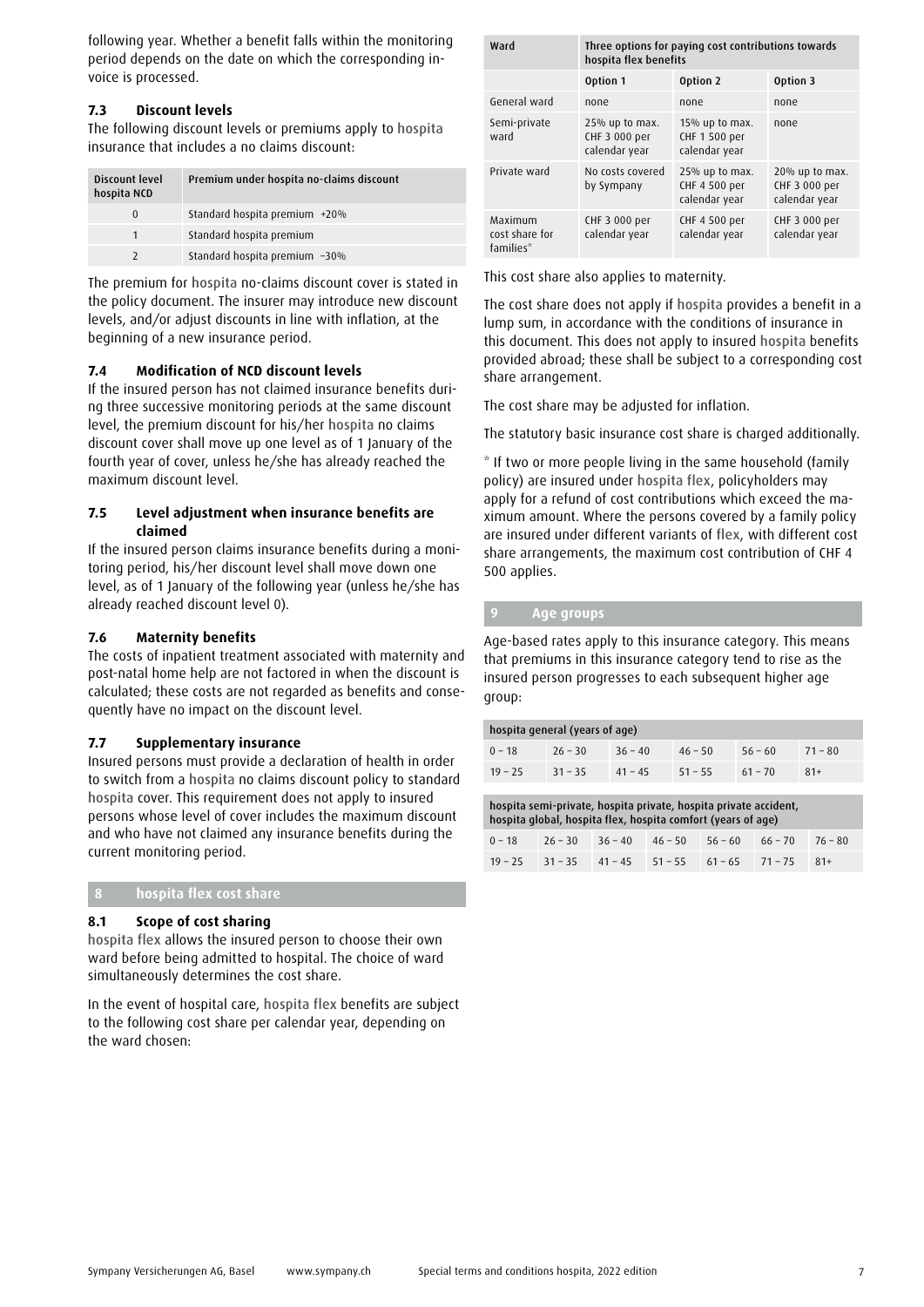following year. Whether a benefit falls within the monitoring period depends on the date on which the corresponding invoice is processed.

### 7.3 Discount levels

The following discount levels or premiums apply to hospita insurance that includes a no claims discount:

| Discount level hospita NCD | Premium under hospita no-claims discount |
|---|---|
| 0 | Standard hospita premium +20% |
| 1 | Standard hospita premium |
| 2 | Standard hospita premium −30% |

The premium for hospita no-claims discount cover is stated in the policy document. The insurer may introduce new discount levels, and/or adjust discounts in line with inflation, at the beginning of a new insurance period.

### 7.4 Modification of NCD discount levels

If the insured person has not claimed insurance benefits during three successive monitoring periods at the same discount level, the premium discount for his/her hospita no claims discount cover shall move up one level as of 1 January of the fourth year of cover, unless he/she has already reached the maximum discount level.

### 7.5 Level adjustment when insurance benefits are claimed

If the insured person claims insurance benefits during a monitoring period, his/her discount level shall move down one level, as of 1 January of the following year (unless he/she has already reached discount level 0).

### 7.6 Maternity benefits

The costs of inpatient treatment associated with maternity and post-natal home help are not factored in when the discount is calculated; these costs are not regarded as benefits and consequently have no impact on the discount level.

### 7.7 Supplementary insurance

Insured persons must provide a declaration of health in order to switch from a hospita no claims discount policy to standard hospita cover. This requirement does not apply to insured persons whose level of cover includes the maximum discount and who have not claimed any insurance benefits during the current monitoring period.

## 8 hospita flex cost share

### 8.1 Scope of cost sharing

hospita flex allows the insured person to choose their own ward before being admitted to hospital. The choice of ward simultaneously determines the cost share.

In the event of hospital care, hospita flex benefits are subject to the following cost share per calendar year, depending on the ward chosen:

| Ward | Three options for paying cost contributions towards hospita flex benefits | | |
|---|---|---|---|
| | Option 1 | Option 2 | Option 3 |
| General ward | none | none | none |
| Semi-private ward | 25% up to max. CHF 3 000 per calendar year | 15% up to max. CHF 1 500 per calendar year | none |
| Private ward | No costs covered by Sympany | 25% up to max. CHF 4 500 per calendar year | 20% up to max. CHF 3 000 per calendar year |
| Maximum cost share for families* | CHF 3 000 per calendar year | CHF 4 500 per calendar year | CHF 3 000 per calendar year |

This cost share also applies to maternity.

The cost share does not apply if hospita provides a benefit in a lump sum, in accordance with the conditions of insurance in this document. This does not apply to insured hospita benefits provided abroad; these shall be subject to a corresponding cost share arrangement.

The cost share may be adjusted for inflation.

The statutory basic insurance cost share is charged additionally.

* If two or more people living in the same household (family policy) are insured under hospita flex, policyholders may apply for a refund of cost contributions which exceed the maximum amount. Where the persons covered by a family policy are insured under different variants of flex, with different cost share arrangements, the maximum cost contribution of CHF 4 500 applies.

## 9 Age groups

Age-based rates apply to this insurance category. This means that premiums in this insurance category tend to rise as the insured person progresses to each subsequent higher age group:

| hospita general (years of age) | | | | | |
|---|---|---|---|---|---|
| 0 – 18 | 26 – 30 | 36 – 40 | 46 – 50 | 56 – 60 | 71 – 80 |
| 19 – 25 | 31 – 35 | 41 – 45 | 51 – 55 | 61 – 70 | 81+ |

| hospita semi-private, hospita private, hospita private accident, hospita global, hospita flex, hospita comfort (years of age) | | | | | | |
|---|---|---|---|---|---|---|
| 0 – 18 | 26 – 30 | 36 – 40 | 46 – 50 | 56 – 60 | 66 – 70 | 76 – 80 |
| 19 – 25 | 31 – 35 | 41 – 45 | 51 – 55 | 61 – 65 | 71 – 75 | 81+ |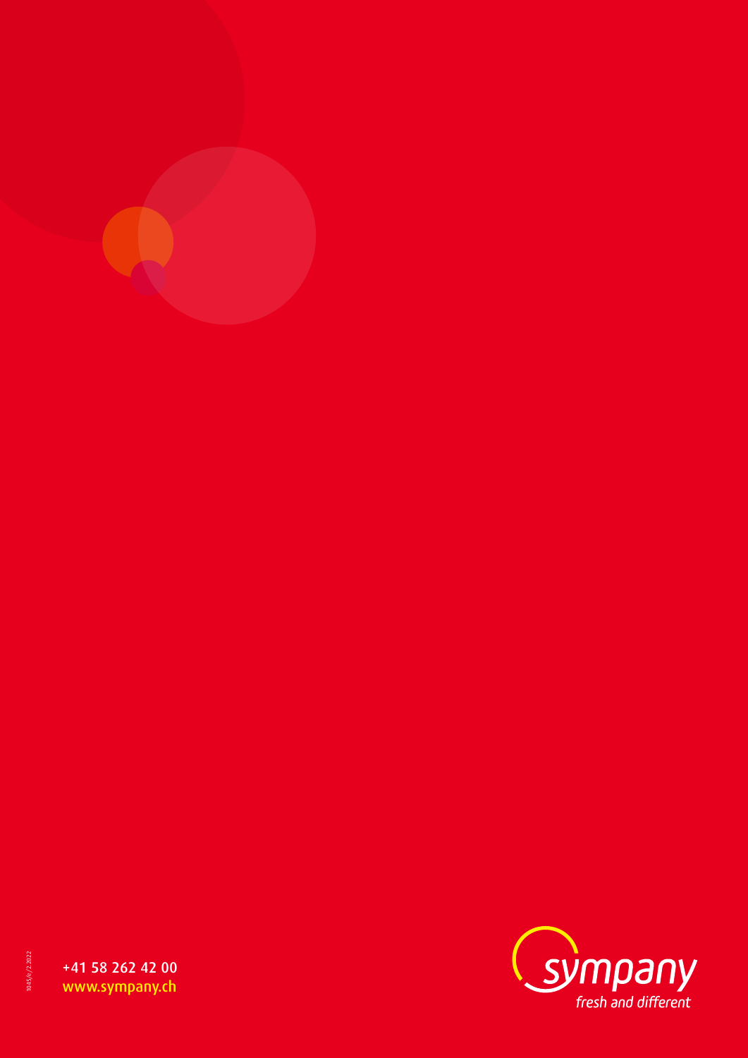1045/e/2.2022

+41 58 262 42 00
www.sympany.ch

sympany
fresh and different